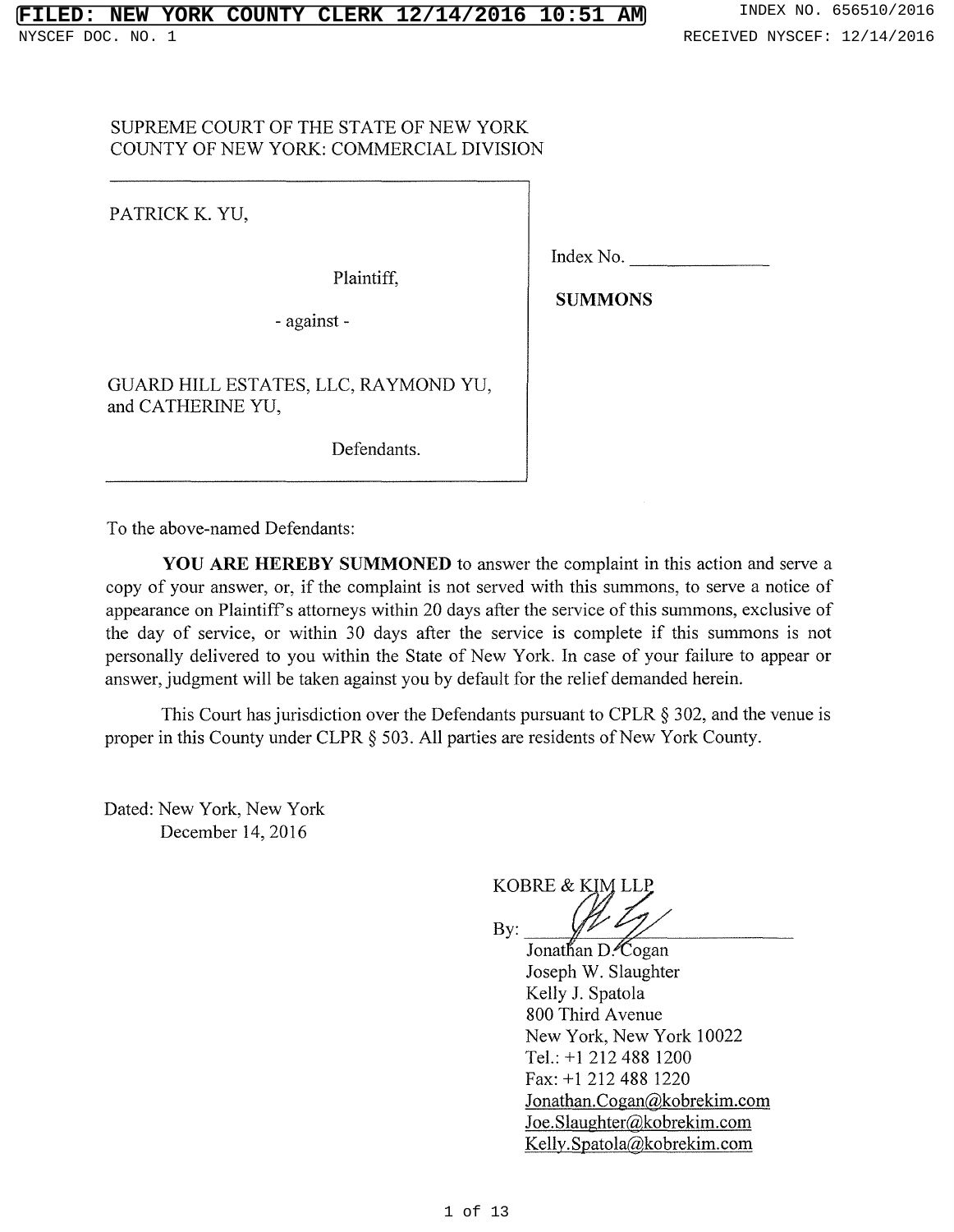FILED: NEW YORK COUNTY CLERK 12/14/2016 10:51 AM — INDEX NO. 656510/2016

NYSCEF DOC. NO. 1 — RECEIVED NYSCEF: 12/14/2016

SUPREME COURT OF THE STATE OF NEW YORK
COUNTY OF NEW YORK: COMMERCIAL DIVISION

PATRICK K. YU,

Plaintiff,

\- against -

GUARD HILL ESTATES, LLC, RAYMOND YU, and CATHERINE YU,

Defendants.

Index No. ______________

**SUMMONS**

To the above-named Defendants:

**YOU ARE HEREBY SUMMONED** to answer the complaint in this action and serve a copy of your answer, or, if the complaint is not served with this summons, to serve a notice of appearance on Plaintiff's attorneys within 20 days after the service of this summons, exclusive of the day of service, or within 30 days after the service is complete if this summons is not personally delivered to you within the State of New York. In case of your failure to appear or answer, judgment will be taken against you by default for the relief demanded herein.

This Court has jurisdiction over the Defendants pursuant to CPLR § 302, and the venue is proper in this County under CLPR § 503. All parties are residents of New York County.

Dated: New York, New York
December 14, 2016

KOBRE & KIM LLP

By: ______________________________
Jonathan D. Cogan
Joseph W. Slaughter
Kelly J. Spatola
800 Third Avenue
New York, New York 10022
Tel.: +1 212 488 1200
Fax: +1 212 488 1220
Jonathan.Cogan@kobrekim.com
Joe.Slaughter@kobrekim.com
Kelly.Spatola@kobrekim.com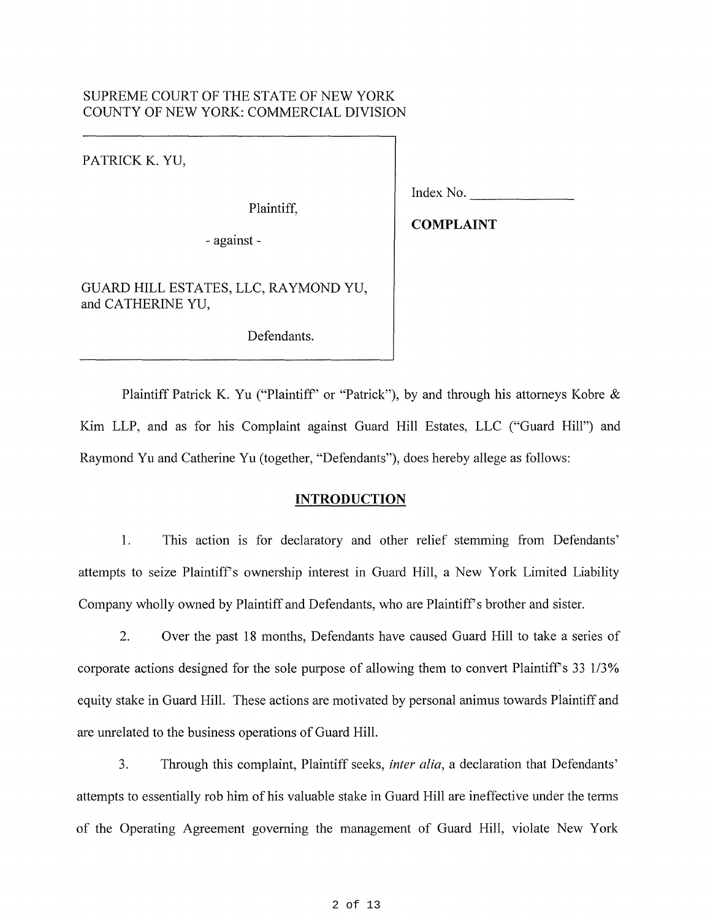SUPREME COURT OF THE STATE OF NEW YORK
COUNTY OF NEW YORK: COMMERCIAL DIVISION

| | |
|---|---|
| PATRICK K. YU,<br><br>Plaintiff,<br><br>- against -<br><br>GUARD HILL ESTATES, LLC, RAYMOND YU, and CATHERINE YU,<br><br>Defendants. | Index No. \_\_\_\_\_\_\_\_\_\_\_\_\_\_<br><br>**COMPLAINT** |

Plaintiff Patrick K. Yu ("Plaintiff" or "Patrick"), by and through his attorneys Kobre & Kim LLP, and as for his Complaint against Guard Hill Estates, LLC ("Guard Hill") and Raymond Yu and Catherine Yu (together, "Defendants"), does hereby allege as follows:

## INTRODUCTION

1. This action is for declaratory and other relief stemming from Defendants' attempts to seize Plaintiff's ownership interest in Guard Hill, a New York Limited Liability Company wholly owned by Plaintiff and Defendants, who are Plaintiff's brother and sister.

2. Over the past 18 months, Defendants have caused Guard Hill to take a series of corporate actions designed for the sole purpose of allowing them to convert Plaintiff's 33 1/3% equity stake in Guard Hill. These actions are motivated by personal animus towards Plaintiff and are unrelated to the business operations of Guard Hill.

3. Through this complaint, Plaintiff seeks, *inter alia*, a declaration that Defendants' attempts to essentially rob him of his valuable stake in Guard Hill are ineffective under the terms of the Operating Agreement governing the management of Guard Hill, violate New York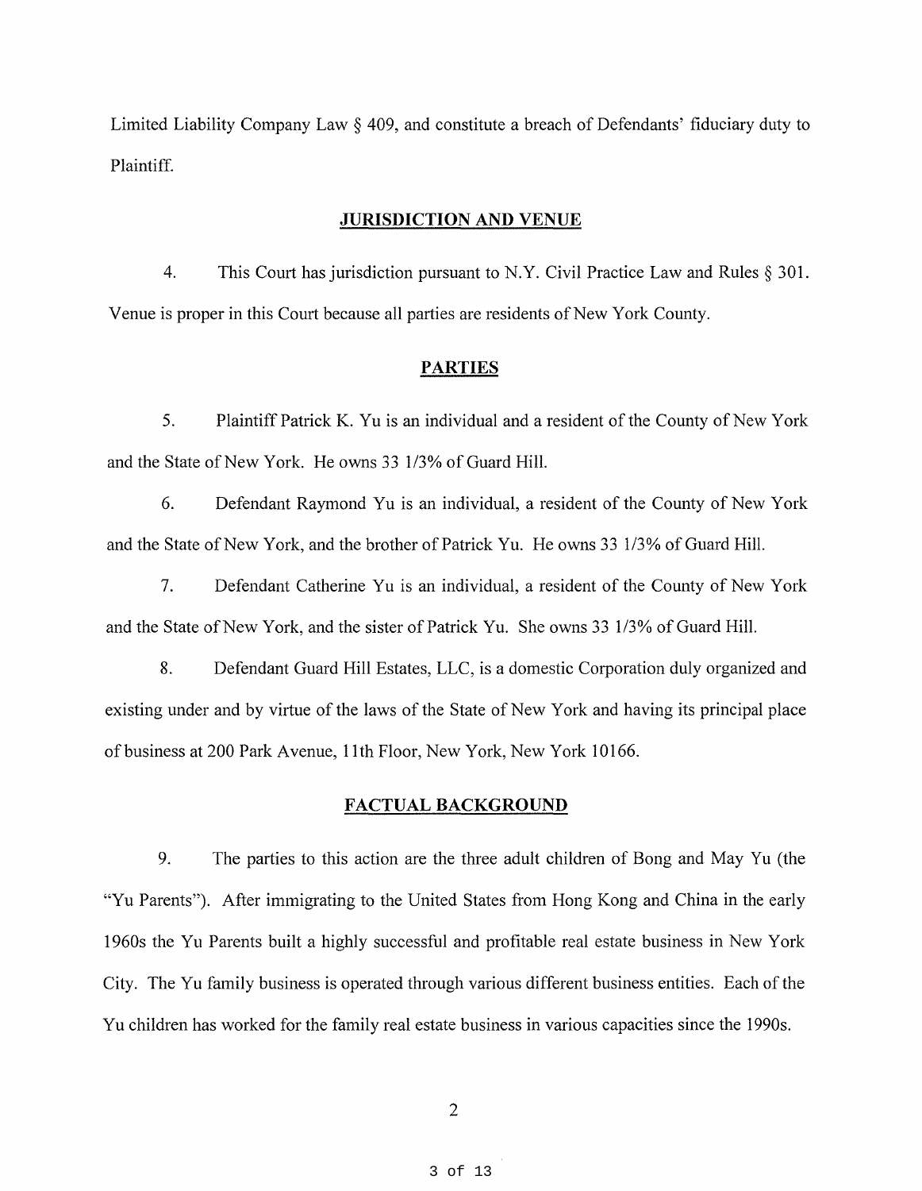Limited Liability Company Law § 409, and constitute a breach of Defendants' fiduciary duty to Plaintiff.

## JURISDICTION AND VENUE

4. This Court has jurisdiction pursuant to N.Y. Civil Practice Law and Rules § 301. Venue is proper in this Court because all parties are residents of New York County.

## PARTIES

5. Plaintiff Patrick K. Yu is an individual and a resident of the County of New York and the State of New York. He owns 33 1/3% of Guard Hill.

6. Defendant Raymond Yu is an individual, a resident of the County of New York and the State of New York, and the brother of Patrick Yu. He owns 33 1/3% of Guard Hill.

7. Defendant Catherine Yu is an individual, a resident of the County of New York and the State of New York, and the sister of Patrick Yu. She owns 33 1/3% of Guard Hill.

8. Defendant Guard Hill Estates, LLC, is a domestic Corporation duly organized and existing under and by virtue of the laws of the State of New York and having its principal place of business at 200 Park Avenue, 11th Floor, New York, New York 10166.

## FACTUAL BACKGROUND

9. The parties to this action are the three adult children of Bong and May Yu (the "Yu Parents"). After immigrating to the United States from Hong Kong and China in the early 1960s the Yu Parents built a highly successful and profitable real estate business in New York City. The Yu family business is operated through various different business entities. Each of the Yu children has worked for the family real estate business in various capacities since the 1990s.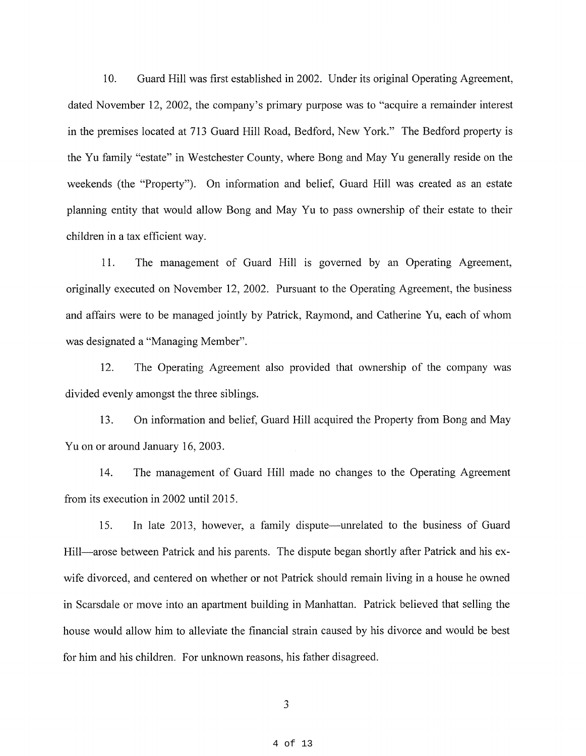10. Guard Hill was first established in 2002. Under its original Operating Agreement, dated November 12, 2002, the company's primary purpose was to "acquire a remainder interest in the premises located at 713 Guard Hill Road, Bedford, New York." The Bedford property is the Yu family "estate" in Westchester County, where Bong and May Yu generally reside on the weekends (the "Property"). On information and belief, Guard Hill was created as an estate planning entity that would allow Bong and May Yu to pass ownership of their estate to their children in a tax efficient way.

11. The management of Guard Hill is governed by an Operating Agreement, originally executed on November 12, 2002. Pursuant to the Operating Agreement, the business and affairs were to be managed jointly by Patrick, Raymond, and Catherine Yu, each of whom was designated a "Managing Member".

12. The Operating Agreement also provided that ownership of the company was divided evenly amongst the three siblings.

13. On information and belief, Guard Hill acquired the Property from Bong and May Yu on or around January 16, 2003.

14. The management of Guard Hill made no changes to the Operating Agreement from its execution in 2002 until 2015.

15. In late 2013, however, a family dispute—unrelated to the business of Guard Hill—arose between Patrick and his parents. The dispute began shortly after Patrick and his ex-wife divorced, and centered on whether or not Patrick should remain living in a house he owned in Scarsdale or move into an apartment building in Manhattan. Patrick believed that selling the house would allow him to alleviate the financial strain caused by his divorce and would be best for him and his children. For unknown reasons, his father disagreed.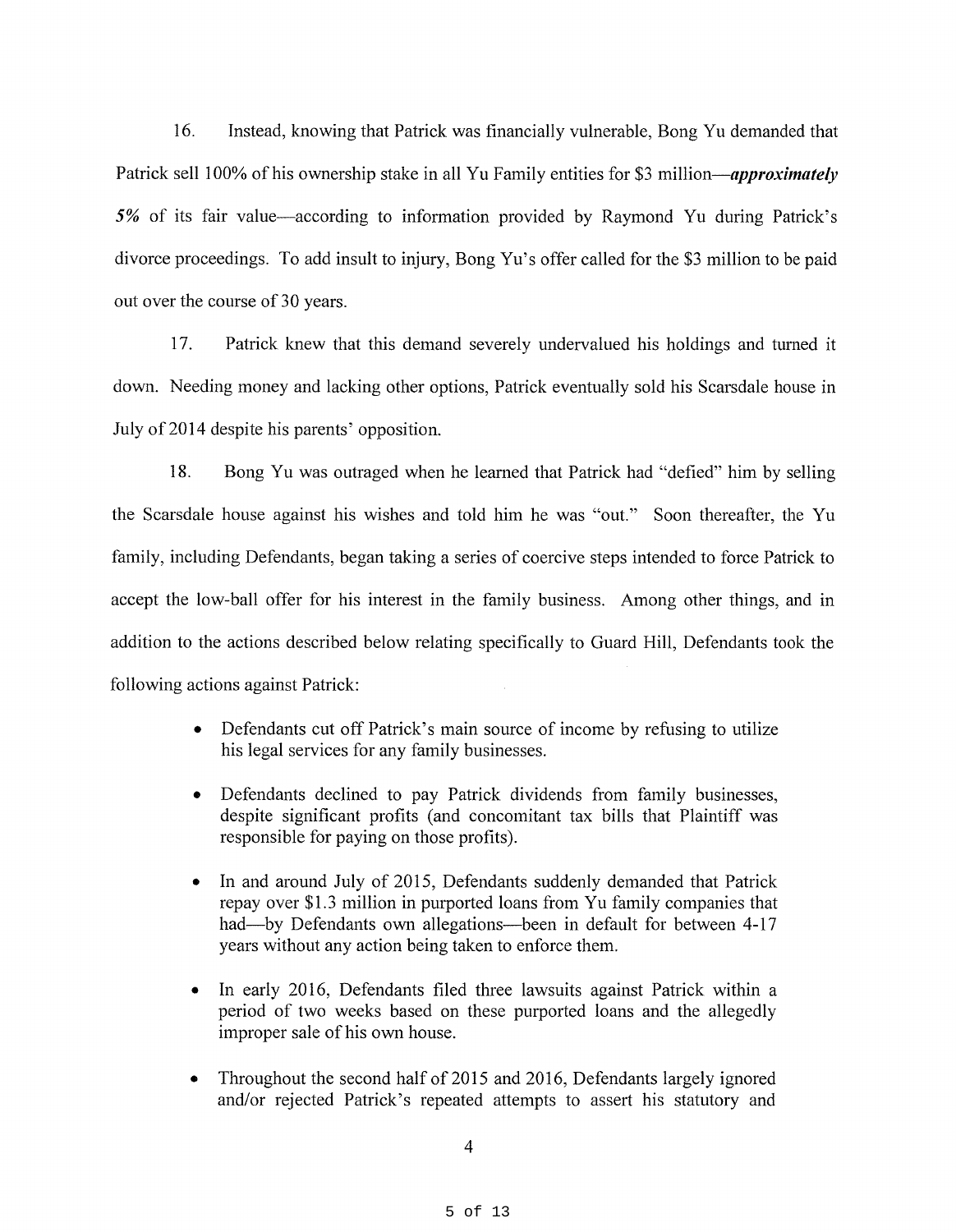16. Instead, knowing that Patrick was financially vulnerable, Bong Yu demanded that Patrick sell 100% of his ownership stake in all Yu Family entities for $3 million—***approximately 5%*** of its fair value—according to information provided by Raymond Yu during Patrick's divorce proceedings. To add insult to injury, Bong Yu's offer called for the $3 million to be paid out over the course of 30 years.

17. Patrick knew that this demand severely undervalued his holdings and turned it down. Needing money and lacking other options, Patrick eventually sold his Scarsdale house in July of 2014 despite his parents' opposition.

18. Bong Yu was outraged when he learned that Patrick had "defied" him by selling the Scarsdale house against his wishes and told him he was "out." Soon thereafter, the Yu family, including Defendants, began taking a series of coercive steps intended to force Patrick to accept the low-ball offer for his interest in the family business. Among other things, and in addition to the actions described below relating specifically to Guard Hill, Defendants took the following actions against Patrick:

- Defendants cut off Patrick's main source of income by refusing to utilize his legal services for any family businesses.
- Defendants declined to pay Patrick dividends from family businesses, despite significant profits (and concomitant tax bills that Plaintiff was responsible for paying on those profits).
- In and around July of 2015, Defendants suddenly demanded that Patrick repay over $1.3 million in purported loans from Yu family companies that had—by Defendants own allegations—been in default for between 4-17 years without any action being taken to enforce them.
- In early 2016, Defendants filed three lawsuits against Patrick within a period of two weeks based on these purported loans and the allegedly improper sale of his own house.
- Throughout the second half of 2015 and 2016, Defendants largely ignored and/or rejected Patrick's repeated attempts to assert his statutory and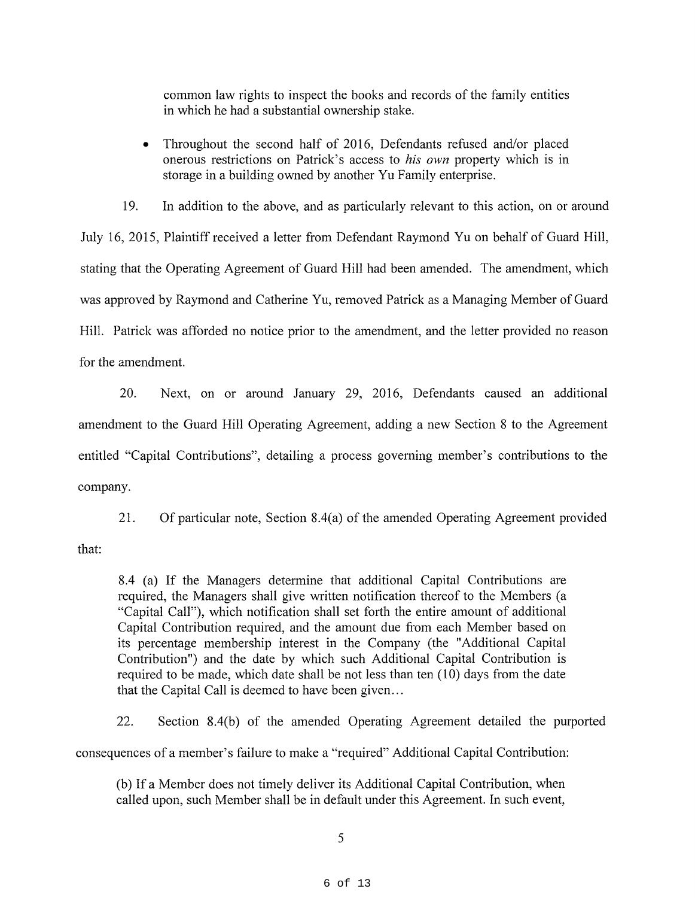common law rights to inspect the books and records of the family entities in which he had a substantial ownership stake.

- Throughout the second half of 2016, Defendants refused and/or placed onerous restrictions on Patrick's access to *his own* property which is in storage in a building owned by another Yu Family enterprise.

19. In addition to the above, and as particularly relevant to this action, on or around July 16, 2015, Plaintiff received a letter from Defendant Raymond Yu on behalf of Guard Hill, stating that the Operating Agreement of Guard Hill had been amended. The amendment, which was approved by Raymond and Catherine Yu, removed Patrick as a Managing Member of Guard Hill. Patrick was afforded no notice prior to the amendment, and the letter provided no reason for the amendment.

20. Next, on or around January 29, 2016, Defendants caused an additional amendment to the Guard Hill Operating Agreement, adding a new Section 8 to the Agreement entitled "Capital Contributions", detailing a process governing member's contributions to the company.

21. Of particular note, Section 8.4(a) of the amended Operating Agreement provided that:

> 8.4 (a) If the Managers determine that additional Capital Contributions are required, the Managers shall give written notification thereof to the Members (a "Capital Call"), which notification shall set forth the entire amount of additional Capital Contribution required, and the amount due from each Member based on its percentage membership interest in the Company (the "Additional Capital Contribution") and the date by which such Additional Capital Contribution is required to be made, which date shall be not less than ten (10) days from the date that the Capital Call is deemed to have been given…

22. Section 8.4(b) of the amended Operating Agreement detailed the purported consequences of a member's failure to make a "required" Additional Capital Contribution:

> (b) If a Member does not timely deliver its Additional Capital Contribution, when called upon, such Member shall be in default under this Agreement. In such event,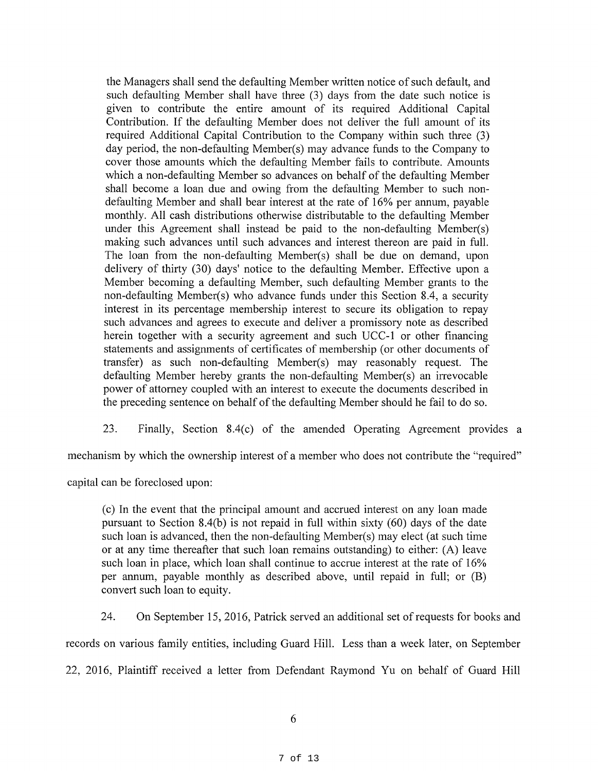> the Managers shall send the defaulting Member written notice of such default, and such defaulting Member shall have three (3) days from the date such notice is given to contribute the entire amount of its required Additional Capital Contribution. If the defaulting Member does not deliver the full amount of its required Additional Capital Contribution to the Company within such three (3) day period, the non-defaulting Member(s) may advance funds to the Company to cover those amounts which the defaulting Member fails to contribute. Amounts which a non-defaulting Member so advances on behalf of the defaulting Member shall become a loan due and owing from the defaulting Member to such non-defaulting Member and shall bear interest at the rate of 16% per annum, payable monthly. All cash distributions otherwise distributable to the defaulting Member under this Agreement shall instead be paid to the non-defaulting Member(s) making such advances until such advances and interest thereon are paid in full. The loan from the non-defaulting Member(s) shall be due on demand, upon delivery of thirty (30) days' notice to the defaulting Member. Effective upon a Member becoming a defaulting Member, such defaulting Member grants to the non-defaulting Member(s) who advance funds under this Section 8.4, a security interest in its percentage membership interest to secure its obligation to repay such advances and agrees to execute and deliver a promissory note as described herein together with a security agreement and such UCC-1 or other financing statements and assignments of certificates of membership (or other documents of transfer) as such non-defaulting Member(s) may reasonably request. The defaulting Member hereby grants the non-defaulting Member(s) an irrevocable power of attorney coupled with an interest to execute the documents described in the preceding sentence on behalf of the defaulting Member should he fail to do so.

23. Finally, Section 8.4(c) of the amended Operating Agreement provides a mechanism by which the ownership interest of a member who does not contribute the "required" capital can be foreclosed upon:

> (c) In the event that the principal amount and accrued interest on any loan made pursuant to Section 8.4(b) is not repaid in full within sixty (60) days of the date such loan is advanced, then the non-defaulting Member(s) may elect (at such time or at any time thereafter that such loan remains outstanding) to either: (A) leave such loan in place, which loan shall continue to accrue interest at the rate of 16% per annum, payable monthly as described above, until repaid in full; or (B) convert such loan to equity.

24. On September 15, 2016, Patrick served an additional set of requests for books and records on various family entities, including Guard Hill. Less than a week later, on September 22, 2016, Plaintiff received a letter from Defendant Raymond Yu on behalf of Guard Hill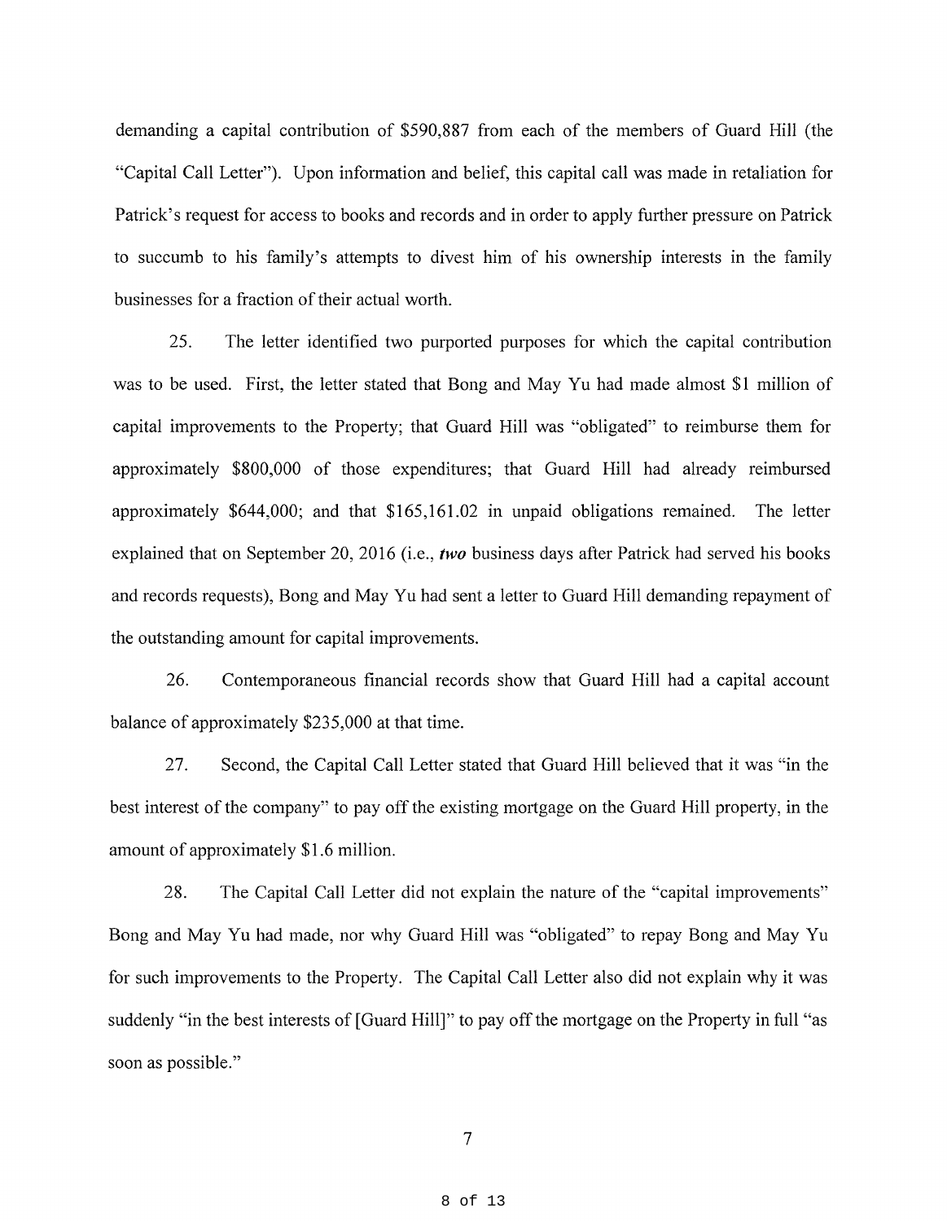demanding a capital contribution of $590,887 from each of the members of Guard Hill (the "Capital Call Letter"). Upon information and belief, this capital call was made in retaliation for Patrick's request for access to books and records and in order to apply further pressure on Patrick to succumb to his family's attempts to divest him of his ownership interests in the family businesses for a fraction of their actual worth.

25. The letter identified two purported purposes for which the capital contribution was to be used. First, the letter stated that Bong and May Yu had made almost $1 million of capital improvements to the Property; that Guard Hill was "obligated" to reimburse them for approximately $800,000 of those expenditures; that Guard Hill had already reimbursed approximately $644,000; and that $165,161.02 in unpaid obligations remained. The letter explained that on September 20, 2016 (i.e., ***two*** business days after Patrick had served his books and records requests), Bong and May Yu had sent a letter to Guard Hill demanding repayment of the outstanding amount for capital improvements.

26. Contemporaneous financial records show that Guard Hill had a capital account balance of approximately $235,000 at that time.

27. Second, the Capital Call Letter stated that Guard Hill believed that it was "in the best interest of the company" to pay off the existing mortgage on the Guard Hill property, in the amount of approximately $1.6 million.

28. The Capital Call Letter did not explain the nature of the "capital improvements" Bong and May Yu had made, nor why Guard Hill was "obligated" to repay Bong and May Yu for such improvements to the Property. The Capital Call Letter also did not explain why it was suddenly "in the best interests of [Guard Hill]" to pay off the mortgage on the Property in full "as soon as possible."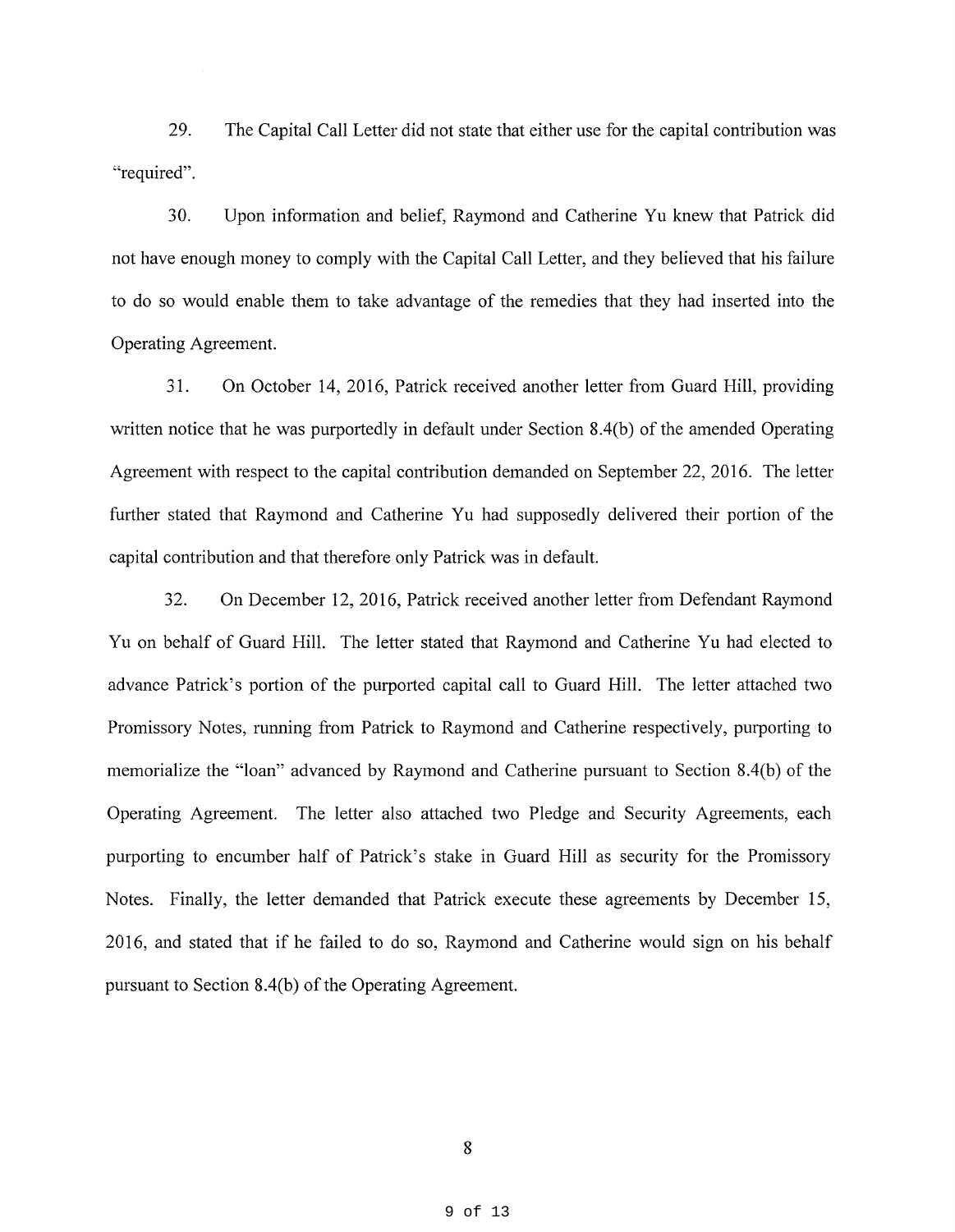29. The Capital Call Letter did not state that either use for the capital contribution was "required".

30. Upon information and belief, Raymond and Catherine Yu knew that Patrick did not have enough money to comply with the Capital Call Letter, and they believed that his failure to do so would enable them to take advantage of the remedies that they had inserted into the Operating Agreement.

31. On October 14, 2016, Patrick received another letter from Guard Hill, providing written notice that he was purportedly in default under Section 8.4(b) of the amended Operating Agreement with respect to the capital contribution demanded on September 22, 2016. The letter further stated that Raymond and Catherine Yu had supposedly delivered their portion of the capital contribution and that therefore only Patrick was in default.

32. On December 12, 2016, Patrick received another letter from Defendant Raymond Yu on behalf of Guard Hill. The letter stated that Raymond and Catherine Yu had elected to advance Patrick's portion of the purported capital call to Guard Hill. The letter attached two Promissory Notes, running from Patrick to Raymond and Catherine respectively, purporting to memorialize the "loan" advanced by Raymond and Catherine pursuant to Section 8.4(b) of the Operating Agreement. The letter also attached two Pledge and Security Agreements, each purporting to encumber half of Patrick's stake in Guard Hill as security for the Promissory Notes. Finally, the letter demanded that Patrick execute these agreements by December 15, 2016, and stated that if he failed to do so, Raymond and Catherine would sign on his behalf pursuant to Section 8.4(b) of the Operating Agreement.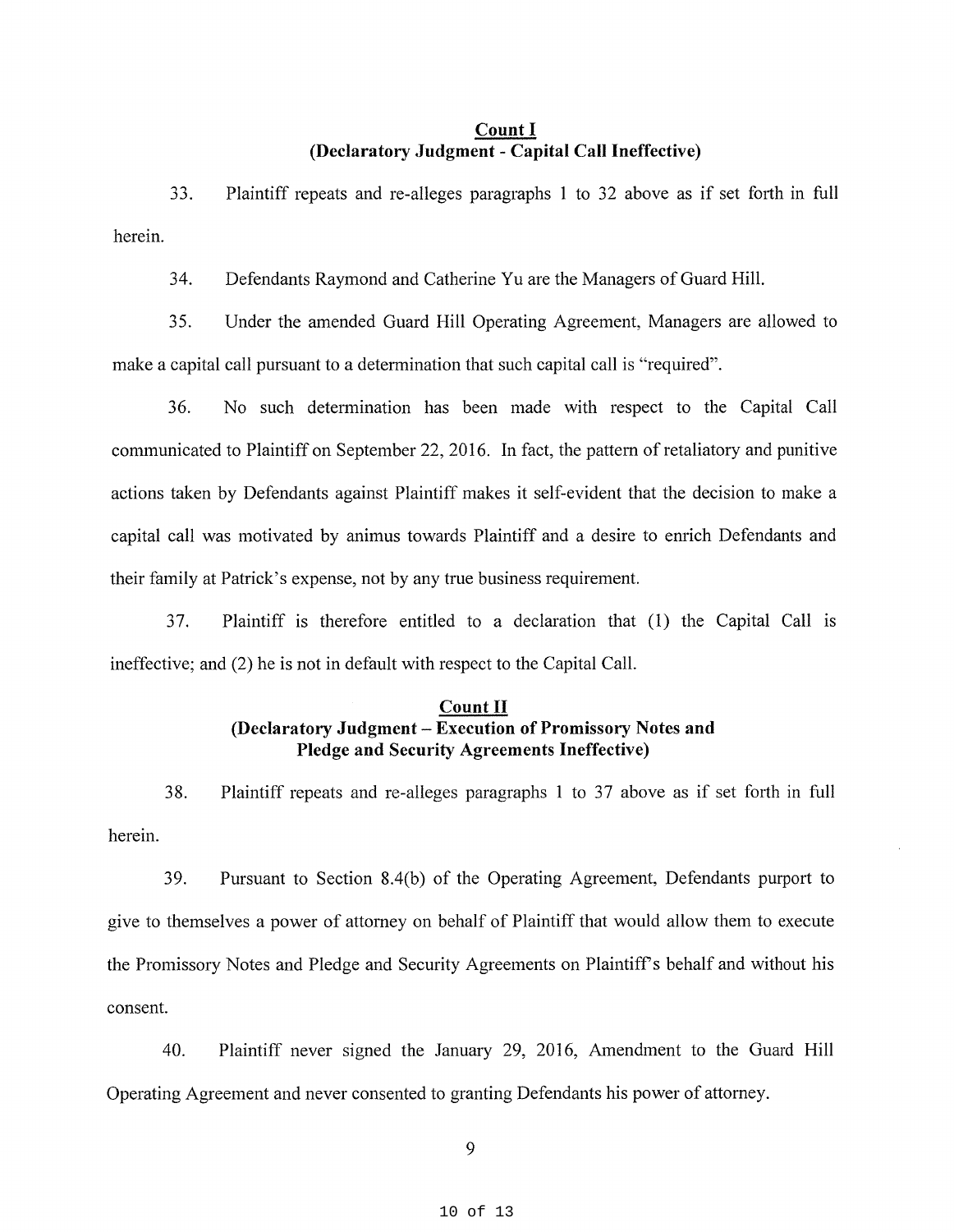**Count I**
**(Declaratory Judgment - Capital Call Ineffective)**

33. Plaintiff repeats and re-alleges paragraphs 1 to 32 above as if set forth in full herein.

34. Defendants Raymond and Catherine Yu are the Managers of Guard Hill.

35. Under the amended Guard Hill Operating Agreement, Managers are allowed to make a capital call pursuant to a determination that such capital call is "required".

36. No such determination has been made with respect to the Capital Call communicated to Plaintiff on September 22, 2016. In fact, the pattern of retaliatory and punitive actions taken by Defendants against Plaintiff makes it self-evident that the decision to make a capital call was motivated by animus towards Plaintiff and a desire to enrich Defendants and their family at Patrick's expense, not by any true business requirement.

37. Plaintiff is therefore entitled to a declaration that (1) the Capital Call is ineffective; and (2) he is not in default with respect to the Capital Call.

**Count II**
**(Declaratory Judgment – Execution of Promissory Notes and Pledge and Security Agreements Ineffective)**

38. Plaintiff repeats and re-alleges paragraphs 1 to 37 above as if set forth in full herein.

39. Pursuant to Section 8.4(b) of the Operating Agreement, Defendants purport to give to themselves a power of attorney on behalf of Plaintiff that would allow them to execute the Promissory Notes and Pledge and Security Agreements on Plaintiff's behalf and without his consent.

40. Plaintiff never signed the January 29, 2016, Amendment to the Guard Hill Operating Agreement and never consented to granting Defendants his power of attorney.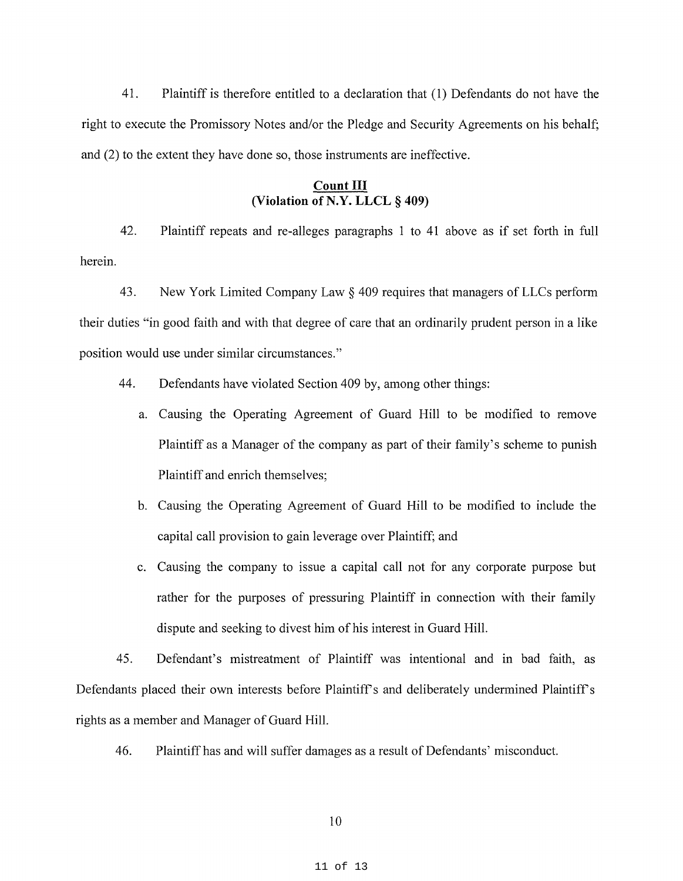41. Plaintiff is therefore entitled to a declaration that (1) Defendants do not have the right to execute the Promissory Notes and/or the Pledge and Security Agreements on his behalf; and (2) to the extent they have done so, those instruments are ineffective.

**Count III**
**(Violation of N.Y. LLCL § 409)**

42. Plaintiff repeats and re-alleges paragraphs 1 to 41 above as if set forth in full herein.

43. New York Limited Company Law § 409 requires that managers of LLCs perform their duties "in good faith and with that degree of care that an ordinarily prudent person in a like position would use under similar circumstances."

44. Defendants have violated Section 409 by, among other things:

a. Causing the Operating Agreement of Guard Hill to be modified to remove Plaintiff as a Manager of the company as part of their family's scheme to punish Plaintiff and enrich themselves;

b. Causing the Operating Agreement of Guard Hill to be modified to include the capital call provision to gain leverage over Plaintiff; and

c. Causing the company to issue a capital call not for any corporate purpose but rather for the purposes of pressuring Plaintiff in connection with their family dispute and seeking to divest him of his interest in Guard Hill.

45. Defendant's mistreatment of Plaintiff was intentional and in bad faith, as Defendants placed their own interests before Plaintiff's and deliberately undermined Plaintiff's rights as a member and Manager of Guard Hill.

46. Plaintiff has and will suffer damages as a result of Defendants' misconduct.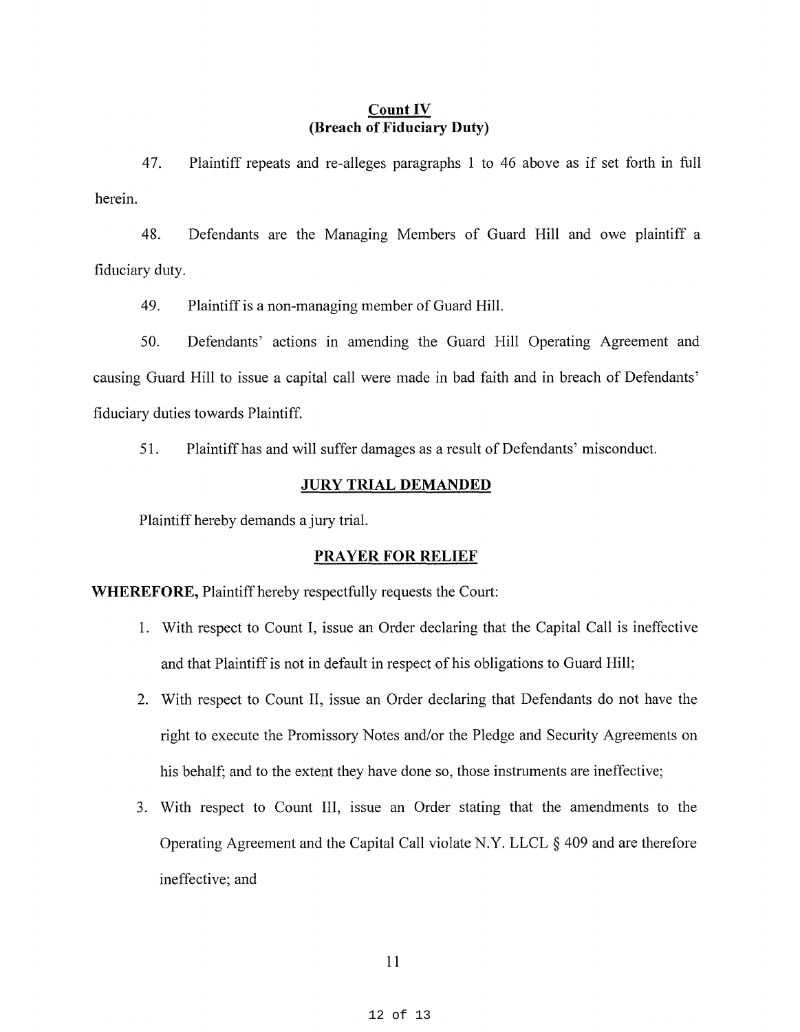## Count IV
## (Breach of Fiduciary Duty)

47. Plaintiff repeats and re-alleges paragraphs 1 to 46 above as if set forth in full herein.

48. Defendants are the Managing Members of Guard Hill and owe plaintiff a fiduciary duty.

49. Plaintiff is a non-managing member of Guard Hill.

50. Defendants' actions in amending the Guard Hill Operating Agreement and causing Guard Hill to issue a capital call were made in bad faith and in breach of Defendants' fiduciary duties towards Plaintiff.

51. Plaintiff has and will suffer damages as a result of Defendants' misconduct.

## JURY TRIAL DEMANDED

Plaintiff hereby demands a jury trial.

## PRAYER FOR RELIEF

**WHEREFORE,** Plaintiff hereby respectfully requests the Court:

1. With respect to Count I, issue an Order declaring that the Capital Call is ineffective and that Plaintiff is not in default in respect of his obligations to Guard Hill;
2. With respect to Count II, issue an Order declaring that Defendants do not have the right to execute the Promissory Notes and/or the Pledge and Security Agreements on his behalf; and to the extent they have done so, those instruments are ineffective;
3. With respect to Count III, issue an Order stating that the amendments to the Operating Agreement and the Capital Call violate N.Y. LLCL § 409 and are therefore ineffective; and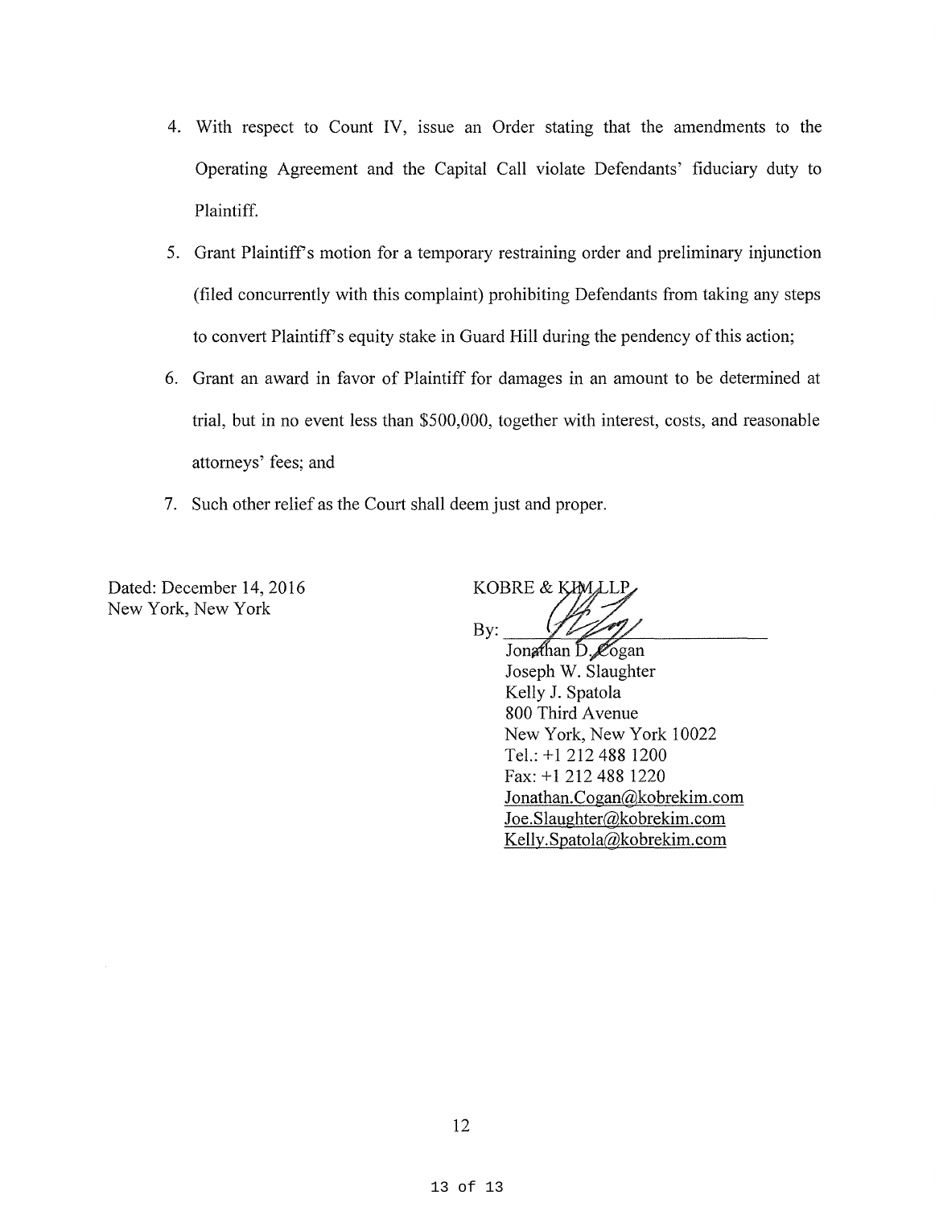4. With respect to Count IV, issue an Order stating that the amendments to the Operating Agreement and the Capital Call violate Defendants' fiduciary duty to Plaintiff.
5. Grant Plaintiff's motion for a temporary restraining order and preliminary injunction (filed concurrently with this complaint) prohibiting Defendants from taking any steps to convert Plaintiff's equity stake in Guard Hill during the pendency of this action;
6. Grant an award in favor of Plaintiff for damages in an amount to be determined at trial, but in no event less than $500,000, together with interest, costs, and reasonable attorneys' fees; and
7. Such other relief as the Court shall deem just and proper.

Dated: December 14, 2016
New York, New York

KOBRE & KIM LLP

By: ______________________

Jonathan D. Cogan
Joseph W. Slaughter
Kelly J. Spatola
800 Third Avenue
New York, New York 10022
Tel.: +1 212 488 1200
Fax: +1 212 488 1220
Jonathan.Cogan@kobrekim.com
Joe.Slaughter@kobrekim.com
Kelly.Spatola@kobrekim.com